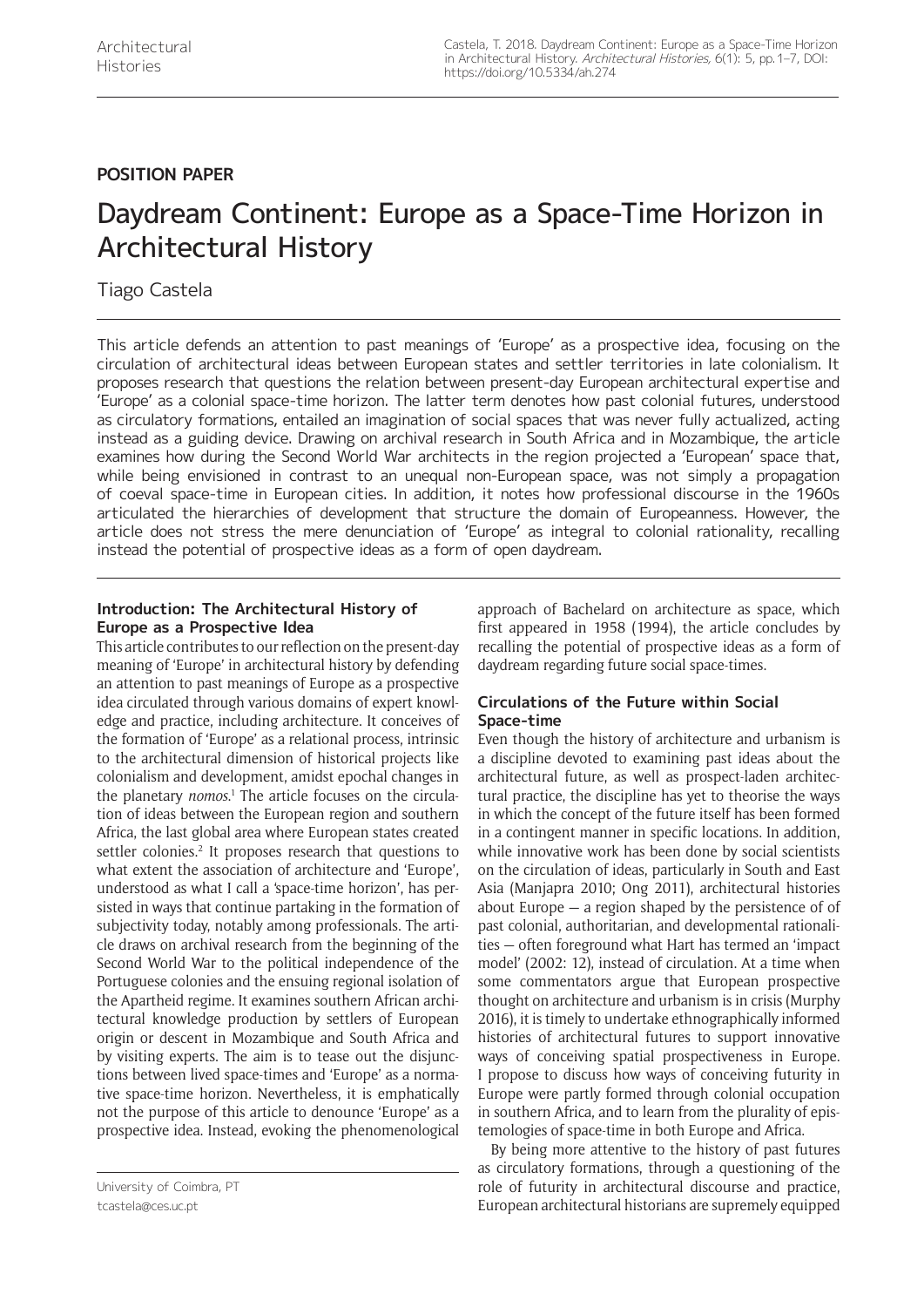**POSITION PAPER**

# Daydream Continent: Europe as a Space-Time Horizon in Architectural History

Tiago Castela

This article defends an attention to past meanings of 'Europe' as a prospective idea, focusing on the circulation of architectural ideas between European states and settler territories in late colonialism. It proposes research that questions the relation between present-day European architectural expertise and 'Europe' as a colonial space-time horizon. The latter term denotes how past colonial futures, understood as circulatory formations, entailed an imagination of social spaces that was never fully actualized, acting instead as a guiding device. Drawing on archival research in South Africa and in Mozambique, the article examines how during the Second World War architects in the region projected a 'European' space that, while being envisioned in contrast to an unequal non-European space, was not simply a propagation of coeval space-time in European cities. In addition, it notes how professional discourse in the 1960s articulated the hierarchies of development that structure the domain of Europeanness. However, the article does not stress the mere denunciation of 'Europe' as integral to colonial rationality, recalling instead the potential of prospective ideas as a form of open daydream.

## Introduction: The Architectural History of Europe as a Prospective Idea

This article contributes to our reflection on the present-day meaning of 'Europe' in architectural history by defending an attention to past meanings of Europe as a prospective idea circulated through various domains of expert knowledge and practice, including architecture. It conceives of the formation of 'Europe' as a relational process, intrinsic to the architectural dimension of historical projects like colonialism and development, amidst epochal changes in the planetary *nomos*.[1] The article focuses on the circulation of ideas between the European region and southern Africa, the last global area where European states created settler colonies.[2] It proposes research that questions to what extent the association of architecture and 'Europe', understood as what I call a 'space-time horizon', has persisted in ways that continue partaking in the formation of subjectivity today, notably among professionals. The article draws on archival research from the beginning of the Second World War to the political independence of the Portuguese colonies and the ensuing regional isolation of the Apartheid regime. It examines southern African architectural knowledge production by settlers of European origin or descent in Mozambique and South Africa and by visiting experts. The aim is to tease out the disjunctions between lived space-times and 'Europe' as a normative space-time horizon. Nevertheless, it is emphatically not the purpose of this article to denounce 'Europe' as a prospective idea. Instead, evoking the phenomenological approach of Bachelard on architecture as space, which first appeared in 1958 (1994), the article concludes by recalling the potential of prospective ideas as a form of daydream regarding future social space-times.

## Circulations of the Future within Social Space-time

Even though the history of architecture and urbanism is a discipline devoted to examining past ideas about the architectural future, as well as prospect-laden architectural practice, the discipline has yet to theorise the ways in which the concept of the future itself has been formed in a contingent manner in specific locations. In addition, while innovative work has been done by social scientists on the circulation of ideas, particularly in South and East Asia (Manjapra 2010; Ong 2011), architectural histories about Europe — a region shaped by the persistence of of past colonial, authoritarian, and developmental rationalities — often foreground what Hart has termed an 'impact model' (2002: 12), instead of circulation. At a time when some commentators argue that European prospective thought on architecture and urbanism is in crisis (Murphy 2016), it is timely to undertake ethnographically informed histories of architectural futures to support innovative ways of conceiving spatial prospectiveness in Europe. I propose to discuss how ways of conceiving futurity in Europe were partly formed through colonial occupation in southern Africa, and to learn from the plurality of epistemologies of space-time in both Europe and Africa.

By being more attentive to the history of past futures as circulatory formations, through a questioning of the role of futurity in architectural discourse and practice, European architectural historians are supremely equipped

University of Coimbra, PT
tcastela@ces.uc.pt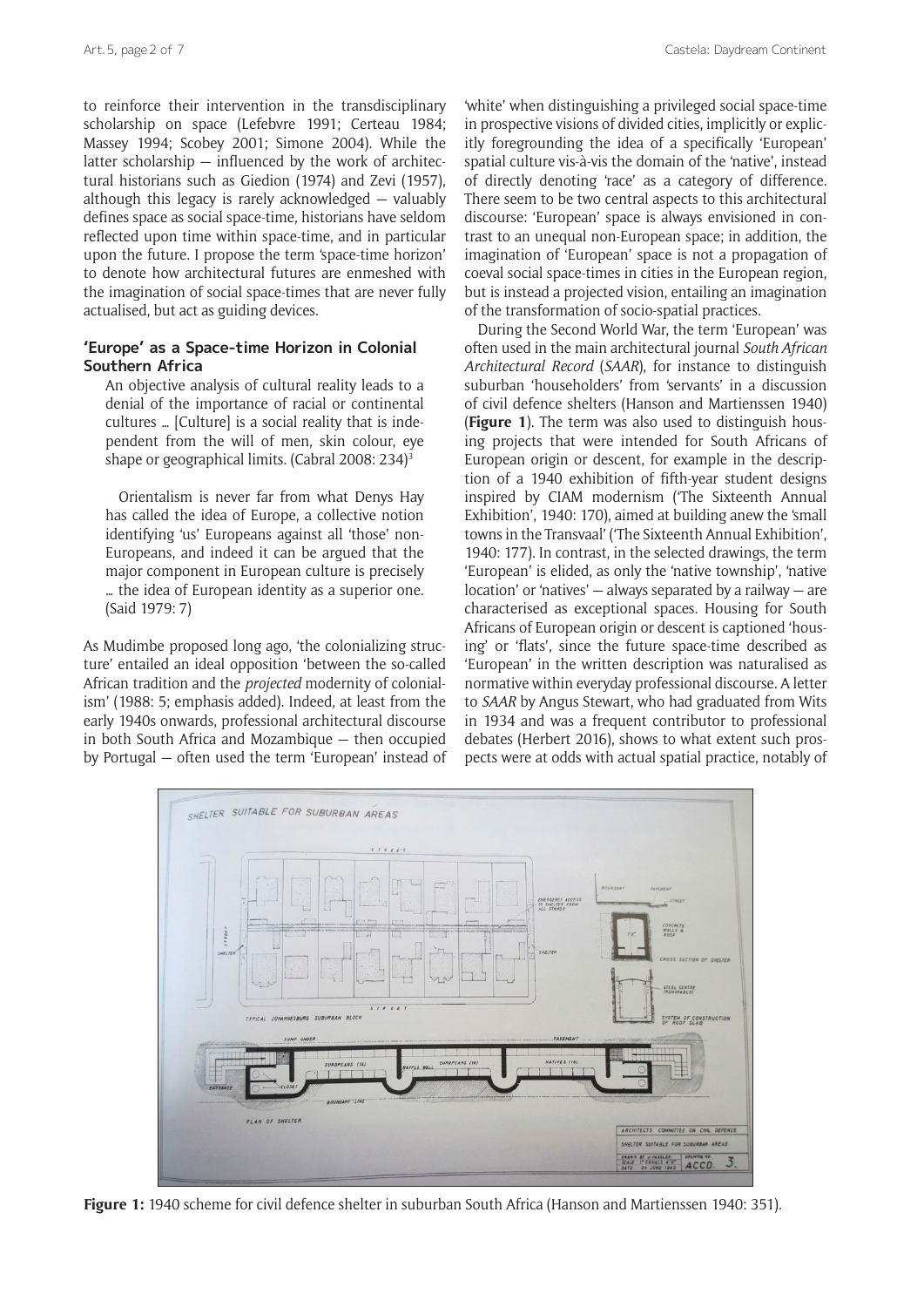to reinforce their intervention in the transdisciplinary scholarship on space (Lefebvre 1991; Certeau 1984; Massey 1994; Scobey 2001; Simone 2004). While the latter scholarship — influenced by the work of architectural historians such as Giedion (1974) and Zevi (1957), although this legacy is rarely acknowledged — valuably defines space as social space-time, historians have seldom reflected upon time within space-time, and in particular upon the future. I propose the term 'space-time horizon' to denote how architectural futures are enmeshed with the imagination of social space-times that are never fully actualised, but act as guiding devices.

## 'Europe' as a Space-time Horizon in Colonial Southern Africa

> An objective analysis of cultural reality leads to a denial of the importance of racial or continental cultures … [Culture] is a social reality that is independent from the will of men, skin colour, eye shape or geographical limits. (Cabral 2008: 234)[3]

> Orientalism is never far from what Denys Hay has called the idea of Europe, a collective notion identifying 'us' Europeans against all 'those' non-Europeans, and indeed it can be argued that the major component in European culture is precisely … the idea of European identity as a superior one. (Said 1979: 7)

As Mudimbe proposed long ago, 'the colonializing structure' entailed an ideal opposition 'between the so-called African tradition and the *projected* modernity of colonialism' (1988: 5; emphasis added). Indeed, at least from the early 1940s onwards, professional architectural discourse in both South Africa and Mozambique — then occupied by Portugal — often used the term 'European' instead of 'white' when distinguishing a privileged social space-time in prospective visions of divided cities, implicitly or explicitly foregrounding the idea of a specifically 'European' spatial culture vis-à-vis the domain of the 'native', instead of directly denoting 'race' as a category of difference. There seem to be two central aspects to this architectural discourse: 'European' space is always envisioned in contrast to an unequal non-European space; in addition, the imagination of 'European' space is not a propagation of coeval social space-times in cities in the European region, but is instead a projected vision, entailing an imagination of the transformation of socio-spatial practices.

During the Second World War, the term 'European' was often used in the main architectural journal *South African Architectural Record* (*SAAR*), for instance to distinguish suburban 'householders' from 'servants' in a discussion of civil defence shelters (Hanson and Martienssen 1940) (**Figure 1**). The term was also used to distinguish housing projects that were intended for South Africans of European origin or descent, for example in the description of a 1940 exhibition of fifth-year student designs inspired by CIAM modernism ('The Sixteenth Annual Exhibition', 1940: 170), aimed at building anew the 'small towns in the Transvaal' ('The Sixteenth Annual Exhibition', 1940: 177). In contrast, in the selected drawings, the term 'European' is elided, as only the 'native township', 'native location' or 'natives' — always separated by a railway — are characterised as exceptional spaces. Housing for South Africans of European origin or descent is captioned 'housing' or 'flats', since the future space-time described as 'European' in the written description was naturalised as normative within everyday professional discourse. A letter to *SAAR* by Angus Stewart, who had graduated from Wits in 1934 and was a frequent contributor to professional debates (Herbert 2016), shows to what extent such prospects were at odds with actual spatial practice, notably of

**Figure 1:** 1940 scheme for civil defence shelter in suburban South Africa (Hanson and Martienssen 1940: 351).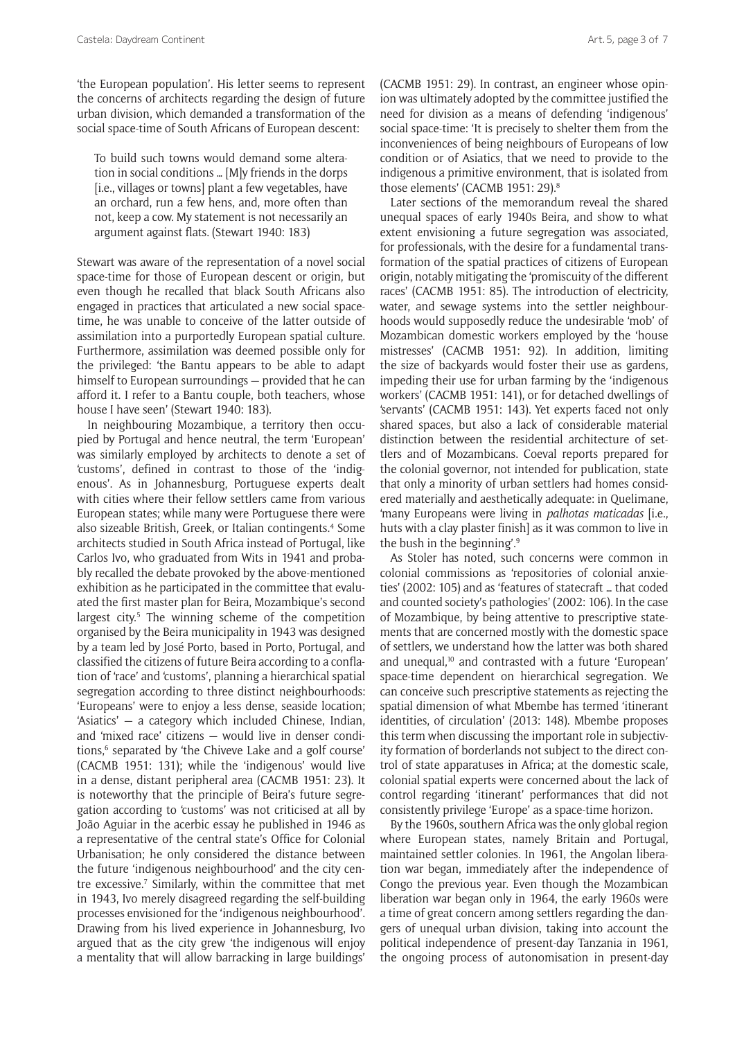'the European population'. His letter seems to represent the concerns of architects regarding the design of future urban division, which demanded a transformation of the social space-time of South Africans of European descent:

> To build such towns would demand some alteration in social conditions … [M]y friends in the dorps [i.e., villages or towns] plant a few vegetables, have an orchard, run a few hens, and, more often than not, keep a cow. My statement is not necessarily an argument against flats. (Stewart 1940: 183)

Stewart was aware of the representation of a novel social space-time for those of European descent or origin, but even though he recalled that black South Africans also engaged in practices that articulated a new social space-time, he was unable to conceive of the latter outside of assimilation into a purportedly European spatial culture. Furthermore, assimilation was deemed possible only for the privileged: 'the Bantu appears to be able to adapt himself to European surroundings — provided that he can afford it. I refer to a Bantu couple, both teachers, whose house I have seen' (Stewart 1940: 183).

In neighbouring Mozambique, a territory then occupied by Portugal and hence neutral, the term 'European' was similarly employed by architects to denote a set of 'customs', defined in contrast to those of the 'indigenous'. As in Johannesburg, Portuguese experts dealt with cities where their fellow settlers came from various European states; while many were Portuguese there were also sizeable British, Greek, or Italian contingents.[4] Some architects studied in South Africa instead of Portugal, like Carlos Ivo, who graduated from Wits in 1941 and probably recalled the debate provoked by the above-mentioned exhibition as he participated in the committee that evaluated the first master plan for Beira, Mozambique's second largest city.[5] The winning scheme of the competition organised by the Beira municipality in 1943 was designed by a team led by José Porto, based in Porto, Portugal, and classified the citizens of future Beira according to a conflation of 'race' and 'customs', planning a hierarchical spatial segregation according to three distinct neighbourhoods: 'Europeans' were to enjoy a less dense, seaside location; 'Asiatics' — a category which included Chinese, Indian, and 'mixed race' citizens — would live in denser conditions,[6] separated by 'the Chiveve Lake and a golf course' (CACMB 1951: 131); while the 'indigenous' would live in a dense, distant peripheral area (CACMB 1951: 23). It is noteworthy that the principle of Beira's future segregation according to 'customs' was not criticised at all by João Aguiar in the acerbic essay he published in 1946 as a representative of the central state's Office for Colonial Urbanisation; he only considered the distance between the future 'indigenous neighbourhood' and the city centre excessive.[7] Similarly, within the committee that met in 1943, Ivo merely disagreed regarding the self-building processes envisioned for the 'indigenous neighbourhood'. Drawing from his lived experience in Johannesburg, Ivo argued that as the city grew 'the indigenous will enjoy a mentality that will allow barracking in large buildings' (CACMB 1951: 29). In contrast, an engineer whose opinion was ultimately adopted by the committee justified the need for division as a means of defending 'indigenous' social space-time: 'It is precisely to shelter them from the inconveniences of being neighbours of Europeans of low condition or of Asiatics, that we need to provide to the indigenous a primitive environment, that is isolated from those elements' (CACMB 1951: 29).[8]

Later sections of the memorandum reveal the shared unequal spaces of early 1940s Beira, and show to what extent envisioning a future segregation was associated, for professionals, with the desire for a fundamental transformation of the spatial practices of citizens of European origin, notably mitigating the 'promiscuity of the different races' (CACMB 1951: 85). The introduction of electricity, water, and sewage systems into the settler neighbourhoods would supposedly reduce the undesirable 'mob' of Mozambican domestic workers employed by the 'house mistresses' (CACMB 1951: 92). In addition, limiting the size of backyards would foster their use as gardens, impeding their use for urban farming by the 'indigenous workers' (CACMB 1951: 141), or for detached dwellings of 'servants' (CACMB 1951: 143). Yet experts faced not only shared spaces, but also a lack of considerable material distinction between the residential architecture of settlers and of Mozambicans. Coeval reports prepared for the colonial governor, not intended for publication, state that only a minority of urban settlers had homes considered materially and aesthetically adequate: in Quelimane, 'many Europeans were living in *palhotas maticadas* [i.e., huts with a clay plaster finish] as it was common to live in the bush in the beginning'.[9]

As Stoler has noted, such concerns were common in colonial commissions as 'repositories of colonial anxieties' (2002: 105) and as 'features of statecraft … that coded and counted society's pathologies' (2002: 106). In the case of Mozambique, by being attentive to prescriptive statements that are concerned mostly with the domestic space of settlers, we understand how the latter was both shared and unequal,[10] and contrasted with a future 'European' space-time dependent on hierarchical segregation. We can conceive such prescriptive statements as rejecting the spatial dimension of what Mbembe has termed 'itinerant identities, of circulation' (2013: 148). Mbembe proposes this term when discussing the important role in subjectivity formation of borderlands not subject to the direct control of state apparatuses in Africa; at the domestic scale, colonial spatial experts were concerned about the lack of control regarding 'itinerant' performances that did not consistently privilege 'Europe' as a space-time horizon.

By the 1960s, southern Africa was the only global region where European states, namely Britain and Portugal, maintained settler colonies. In 1961, the Angolan liberation war began, immediately after the independence of Congo the previous year. Even though the Mozambican liberation war began only in 1964, the early 1960s were a time of great concern among settlers regarding the dangers of unequal urban division, taking into account the political independence of present-day Tanzania in 1961, the ongoing process of autonomisation in present-day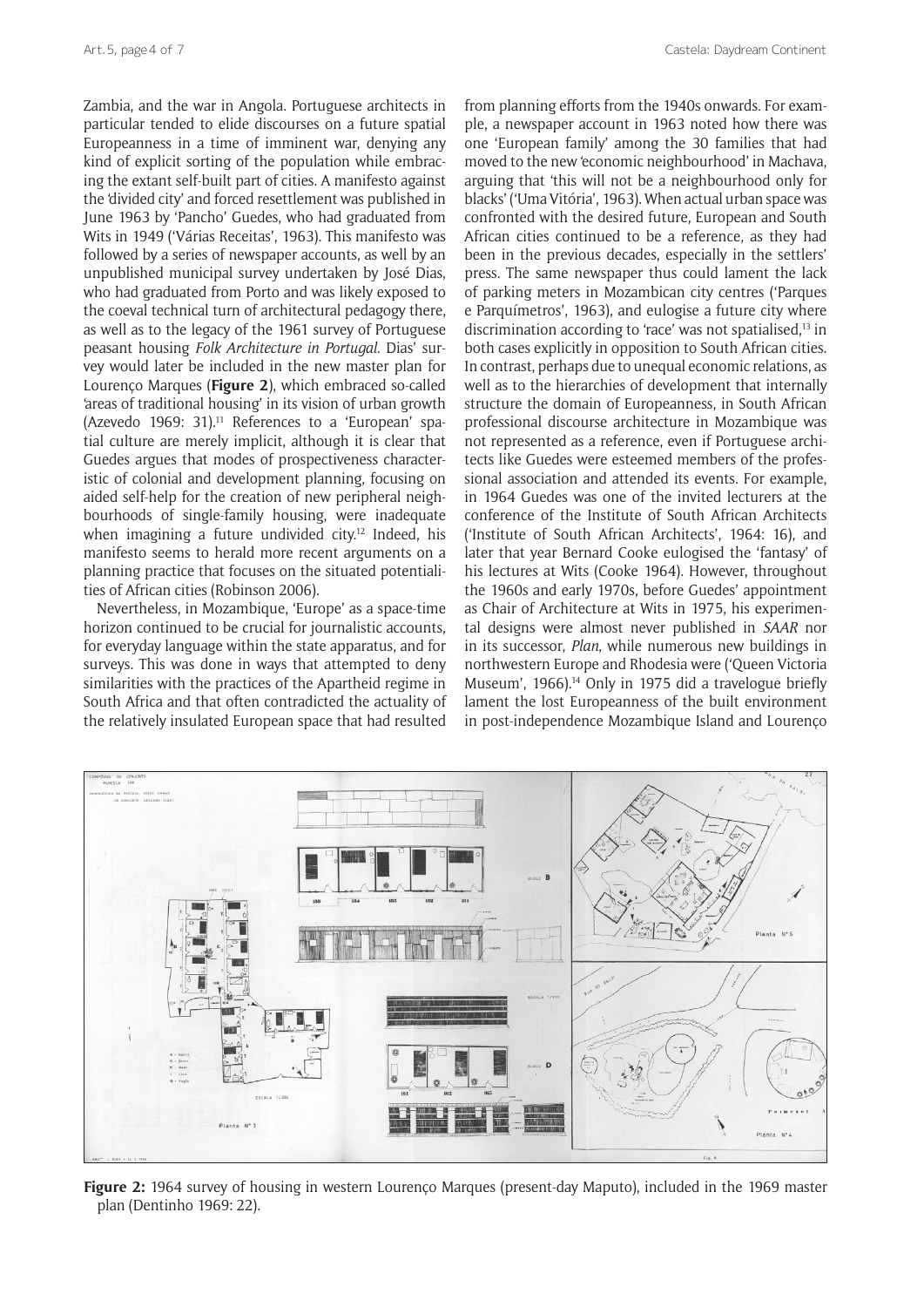Zambia, and the war in Angola. Portuguese architects in particular tended to elide discourses on a future spatial Europeanness in a time of imminent war, denying any kind of explicit sorting of the population while embracing the extant self-built part of cities. A manifesto against the 'divided city' and forced resettlement was published in June 1963 by 'Pancho' Guedes, who had graduated from Wits in 1949 ('Várias Receitas', 1963). This manifesto was followed by a series of newspaper accounts, as well by an unpublished municipal survey undertaken by José Dias, who had graduated from Porto and was likely exposed to the coeval technical turn of architectural pedagogy there, as well as to the legacy of the 1961 survey of Portuguese peasant housing *Folk Architecture in Portugal*. Dias' survey would later be included in the new master plan for Lourenço Marques (**Figure 2**), which embraced so-called 'areas of traditional housing' in its vision of urban growth (Azevedo 1969: 31).[11] References to a 'European' spatial culture are merely implicit, although it is clear that Guedes argues that modes of prospectiveness characteristic of colonial and development planning, focusing on aided self-help for the creation of new peripheral neighbourhoods of single-family housing, were inadequate when imagining a future undivided city.[12] Indeed, his manifesto seems to herald more recent arguments on a planning practice that focuses on the situated potentialities of African cities (Robinson 2006).

Nevertheless, in Mozambique, 'Europe' as a space-time horizon continued to be crucial for journalistic accounts, for everyday language within the state apparatus, and for surveys. This was done in ways that attempted to deny similarities with the practices of the Apartheid regime in South Africa and that often contradicted the actuality of the relatively insulated European space that had resulted from planning efforts from the 1940s onwards. For example, a newspaper account in 1963 noted how there was one 'European family' among the 30 families that had moved to the new 'economic neighbourhood' in Machava, arguing that 'this will not be a neighbourhood only for blacks' ('Uma Vitória', 1963). When actual urban space was confronted with the desired future, European and South African cities continued to be a reference, as they had been in the previous decades, especially in the settlers' press. The same newspaper thus could lament the lack of parking meters in Mozambican city centres ('Parques e Parquímetros', 1963), and eulogise a future city where discrimination according to 'race' was not spatialised,[13] in both cases explicitly in opposition to South African cities. In contrast, perhaps due to unequal economic relations, as well as to the hierarchies of development that internally structure the domain of Europeanness, in South African professional discourse architecture in Mozambique was not represented as a reference, even if Portuguese architects like Guedes were esteemed members of the professional association and attended its events. For example, in 1964 Guedes was one of the invited lecturers at the conference of the Institute of South African Architects ('Institute of South African Architects', 1964: 16), and later that year Bernard Cooke eulogised the 'fantasy' of his lectures at Wits (Cooke 1964). However, throughout the 1960s and early 1970s, before Guedes' appointment as Chair of Architecture at Wits in 1975, his experimental designs were almost never published in *SAAR* nor in its successor, *Plan*, while numerous new buildings in northwestern Europe and Rhodesia were ('Queen Victoria Museum', 1966).[14] Only in 1975 did a travelogue briefly lament the lost Europeanness of the built environment in post-independence Mozambique Island and Lourenço

**Figure 2:** 1964 survey of housing in western Lourenço Marques (present-day Maputo), included in the 1969 master plan (Dentinho 1969: 22).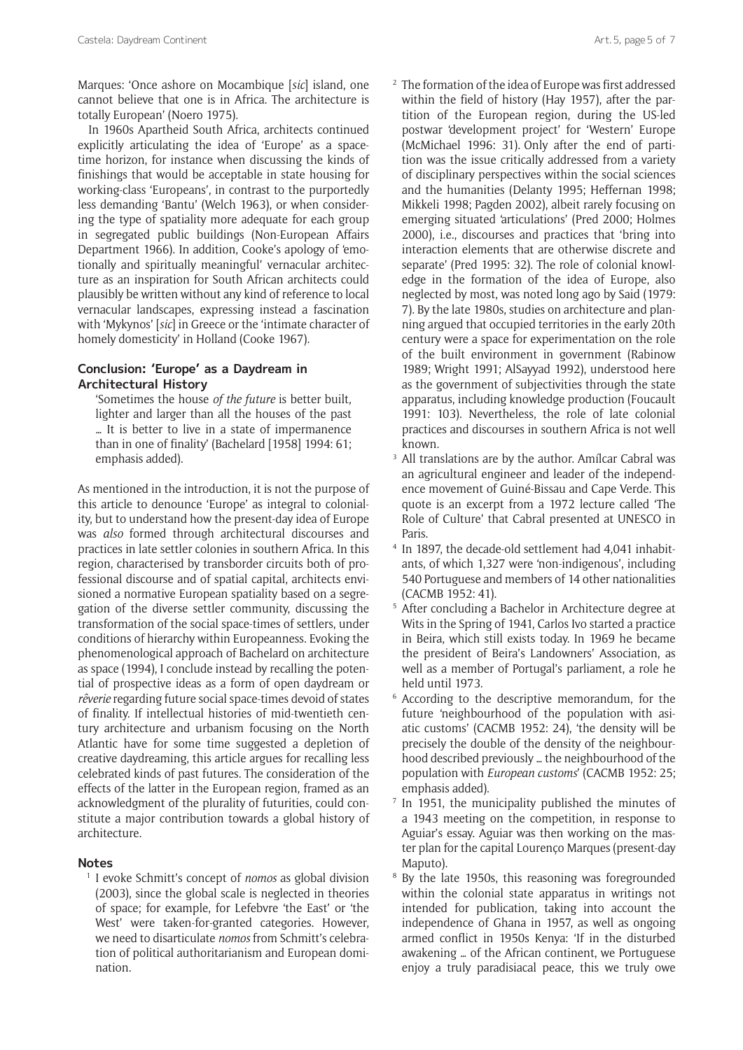Marques: 'Once ashore on Mocambique [*sic*] island, one cannot believe that one is in Africa. The architecture is totally European' (Noero 1975).

In 1960s Apartheid South Africa, architects continued explicitly articulating the idea of 'Europe' as a space-time horizon, for instance when discussing the kinds of finishings that would be acceptable in state housing for working-class 'Europeans', in contrast to the purportedly less demanding 'Bantu' (Welch 1963), or when considering the type of spatiality more adequate for each group in segregated public buildings (Non-European Affairs Department 1966). In addition, Cooke's apology of 'emotionally and spiritually meaningful' vernacular architecture as an inspiration for South African architects could plausibly be written without any kind of reference to local vernacular landscapes, expressing instead a fascination with 'Mykynos' [*sic*] in Greece or the 'intimate character of homely domesticity' in Holland (Cooke 1967).

## Conclusion: 'Europe' as a Daydream in Architectural History

> 'Sometimes the house *of the future* is better built, lighter and larger than all the houses of the past … It is better to live in a state of impermanence than in one of finality' (Bachelard [1958] 1994: 61; emphasis added).

As mentioned in the introduction, it is not the purpose of this article to denounce 'Europe' as integral to coloniality, but to understand how the present-day idea of Europe was *also* formed through architectural discourses and practices in late settler colonies in southern Africa. In this region, characterised by transborder circuits both of professional discourse and of spatial capital, architects envisioned a normative European spatiality based on a segregation of the diverse settler community, discussing the transformation of the social space-times of settlers, under conditions of hierarchy within Europeanness. Evoking the phenomenological approach of Bachelard on architecture as space (1994), I conclude instead by recalling the potential of prospective ideas as a form of open daydream or *rêverie* regarding future social space-times devoid of states of finality. If intellectual histories of mid-twentieth century architecture and urbanism focusing on the North Atlantic have for some time suggested a depletion of creative daydreaming, this article argues for recalling less celebrated kinds of past futures. The consideration of the effects of the latter in the European region, framed as an acknowledgment of the plurality of futurities, could constitute a major contribution towards a global history of architecture.

## Notes

1. I evoke Schmitt's concept of *nomos* as global division (2003), since the global scale is neglected in theories of space; for example, for Lefebvre 'the East' or 'the West' were taken-for-granted categories. However, we need to disarticulate *nomos* from Schmitt's celebration of political authoritarianism and European domination.
2. The formation of the idea of Europe was first addressed within the field of history (Hay 1957), after the partition of the European region, during the US-led postwar 'development project' for 'Western' Europe (McMichael 1996: 31). Only after the end of partition was the issue critically addressed from a variety of disciplinary perspectives within the social sciences and the humanities (Delanty 1995; Heffernan 1998; Mikkeli 1998; Pagden 2002), albeit rarely focusing on emerging situated 'articulations' (Pred 2000; Holmes 2000), i.e., discourses and practices that 'bring into interaction elements that are otherwise discrete and separate' (Pred 1995: 32). The role of colonial knowledge in the formation of the idea of Europe, also neglected by most, was noted long ago by Said (1979: 7). By the late 1980s, studies on architecture and planning argued that occupied territories in the early 20th century were a space for experimentation on the role of the built environment in government (Rabinow 1989; Wright 1991; AlSayyad 1992), understood here as the government of subjectivities through the state apparatus, including knowledge production (Foucault 1991: 103). Nevertheless, the role of late colonial practices and discourses in southern Africa is not well known.
3. All translations are by the author. Amílcar Cabral was an agricultural engineer and leader of the independence movement of Guiné-Bissau and Cape Verde. This quote is an excerpt from a 1972 lecture called 'The Role of Culture' that Cabral presented at UNESCO in Paris.
4. In 1897, the decade-old settlement had 4,041 inhabitants, of which 1,327 were 'non-indigenous', including 540 Portuguese and members of 14 other nationalities (CACMB 1952: 41).
5. After concluding a Bachelor in Architecture degree at Wits in the Spring of 1941, Carlos Ivo started a practice in Beira, which still exists today. In 1969 he became the president of Beira's Landowners' Association, as well as a member of Portugal's parliament, a role he held until 1973.
6. According to the descriptive memorandum, for the future 'neighbourhood of the population with asiatic customs' (CACMB 1952: 24), 'the density will be precisely the double of the density of the neighbourhood described previously … the neighbourhood of the population with *European customs*' (CACMB 1952: 25; emphasis added).
7. In 1951, the municipality published the minutes of a 1943 meeting on the competition, in response to Aguiar's essay. Aguiar was then working on the master plan for the capital Lourenço Marques (present-day Maputo).
8. By the late 1950s, this reasoning was foregrounded within the colonial state apparatus in writings not intended for publication, taking into account the independence of Ghana in 1957, as well as ongoing armed conflict in 1950s Kenya: 'If in the disturbed awakening … of the African continent, we Portuguese enjoy a truly paradisiacal peace, this we truly owe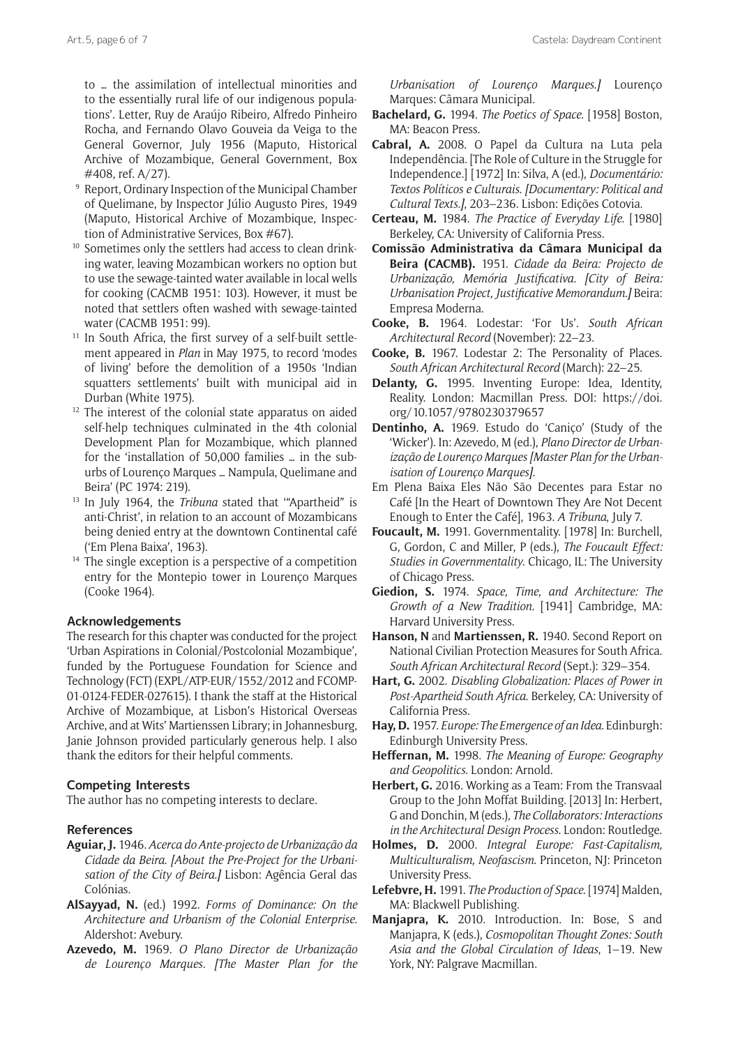to … the assimilation of intellectual minorities and to the essentially rural life of our indigenous populations'. Letter, Ruy de Araújo Ribeiro, Alfredo Pinheiro Rocha, and Fernando Olavo Gouveia da Veiga to the General Governor, July 1956 (Maputo, Historical Archive of Mozambique, General Government, Box #408, ref. A/27).

[9] Report, Ordinary Inspection of the Municipal Chamber of Quelimane, by Inspector Júlio Augusto Pires, 1949 (Maputo, Historical Archive of Mozambique, Inspection of Administrative Services, Box #67).

[10] Sometimes only the settlers had access to clean drinking water, leaving Mozambican workers no option but to use the sewage-tainted water available in local wells for cooking (CACMB 1951: 103). However, it must be noted that settlers often washed with sewage-tainted water (CACMB 1951: 99).

[11] In South Africa, the first survey of a self-built settlement appeared in *Plan* in May 1975, to record 'modes of living' before the demolition of a 1950s 'Indian squatters settlements' built with municipal aid in Durban (White 1975).

[12] The interest of the colonial state apparatus on aided self-help techniques culminated in the 4th colonial Development Plan for Mozambique, which planned for the 'installation of 50,000 families … in the suburbs of Lourenço Marques … Nampula, Quelimane and Beira' (PC 1974: 219).

[13] In July 1964, the *Tribuna* stated that '"Apartheid" is anti-Christ', in relation to an account of Mozambicans being denied entry at the downtown Continental café ('Em Plena Baixa', 1963).

[14] The single exception is a perspective of a competition entry for the Montepio tower in Lourenço Marques (Cooke 1964).

## Acknowledgements

The research for this chapter was conducted for the project 'Urban Aspirations in Colonial/Postcolonial Mozambique', funded by the Portuguese Foundation for Science and Technology (FCT) (EXPL/ATP-EUR/1552/2012 and FCOMP-01-0124-FEDER-027615). I thank the staff at the Historical Archive of Mozambique, at Lisbon's Historical Overseas Archive, and at Wits' Martienssen Library; in Johannesburg, Janie Johnson provided particularly generous help. I also thank the editors for their helpful comments.

## Competing Interests

The author has no competing interests to declare.

## References

**Aguiar, J.** 1946. *Acerca do Ante-projecto de Urbanização da Cidade da Beira. [About the Pre-Project for the Urbanisation of the City of Beira.]* Lisbon: Agência Geral das Colónias.

**AlSayyad, N.** (ed.) 1992. *Forms of Dominance: On the Architecture and Urbanism of the Colonial Enterprise*. Aldershot: Avebury.

**Azevedo, M.** 1969. *O Plano Director de Urbanização de Lourenço Marques. [The Master Plan for the Urbanisation of Lourenço Marques.]* Lourenço Marques: Câmara Municipal.

**Bachelard, G.** 1994. *The Poetics of Space*. [1958] Boston, MA: Beacon Press.

**Cabral, A.** 2008. O Papel da Cultura na Luta pela Independência. [The Role of Culture in the Struggle for Independence.] [1972] In: Silva, A (ed.), *Documentário: Textos Políticos e Culturais. [Documentary: Political and Cultural Texts.]*, 203–236. Lisbon: Edições Cotovia.

**Certeau, M.** 1984. *The Practice of Everyday Life*. [1980] Berkeley, CA: University of California Press.

**Comissão Administrativa da Câmara Municipal da Beira (CACMB).** 1951. *Cidade da Beira: Projecto de Urbanização, Memória Justificativa. [City of Beira: Urbanisation Project, Justificative Memorandum.]* Beira: Empresa Moderna.

**Cooke, B.** 1964. Lodestar: 'For Us'. *South African Architectural Record* (November): 22–23.

**Cooke, B.** 1967. Lodestar 2: The Personality of Places. *South African Architectural Record* (March): 22–25.

**Delanty, G.** 1995. Inventing Europe: Idea, Identity, Reality. London: Macmillan Press. DOI: https://doi.org/10.1057/9780230379657

**Dentinho, A.** 1969. Estudo do 'Caniço' (Study of the 'Wicker'). In: Azevedo, M (ed.), *Plano Director de Urbanização de Lourenço Marques [Master Plan for the Urbanisation of Lourenço Marques]*.

Em Plena Baixa Eles Não São Decentes para Estar no Café [In the Heart of Downtown They Are Not Decent Enough to Enter the Café], 1963. *A Tribuna*, July 7.

**Foucault, M.** 1991. Governmentality. [1978] In: Burchell, G, Gordon, C and Miller, P (eds.), *The Foucault Effect: Studies in Governmentality*. Chicago, IL: The University of Chicago Press.

**Giedion, S.** 1974. *Space, Time, and Architecture: The Growth of a New Tradition*. [1941] Cambridge, MA: Harvard University Press.

**Hanson, N** and **Martienssen, R.** 1940. Second Report on National Civilian Protection Measures for South Africa. *South African Architectural Record* (Sept.): 329–354.

**Hart, G.** 2002. *Disabling Globalization: Places of Power in Post-Apartheid South Africa*. Berkeley, CA: University of California Press.

**Hay, D.** 1957. *Europe: The Emergence of an Idea*. Edinburgh: Edinburgh University Press.

**Heffernan, M.** 1998. *The Meaning of Europe: Geography and Geopolitics*. London: Arnold.

**Herbert, G.** 2016. Working as a Team: From the Transvaal Group to the John Moffat Building. [2013] In: Herbert, G and Donchin, M (eds.), *The Collaborators: Interactions in the Architectural Design Process*. London: Routledge.

**Holmes, D.** 2000. *Integral Europe: Fast-Capitalism, Multiculturalism, Neofascism*. Princeton, NJ: Princeton University Press.

**Lefebvre, H.** 1991. *The Production of Space*. [1974] Malden, MA: Blackwell Publishing.

**Manjapra, K.** 2010. Introduction. In: Bose, S and Manjapra, K (eds.), *Cosmopolitan Thought Zones: South Asia and the Global Circulation of Ideas*, 1–19. New York, NY: Palgrave Macmillan.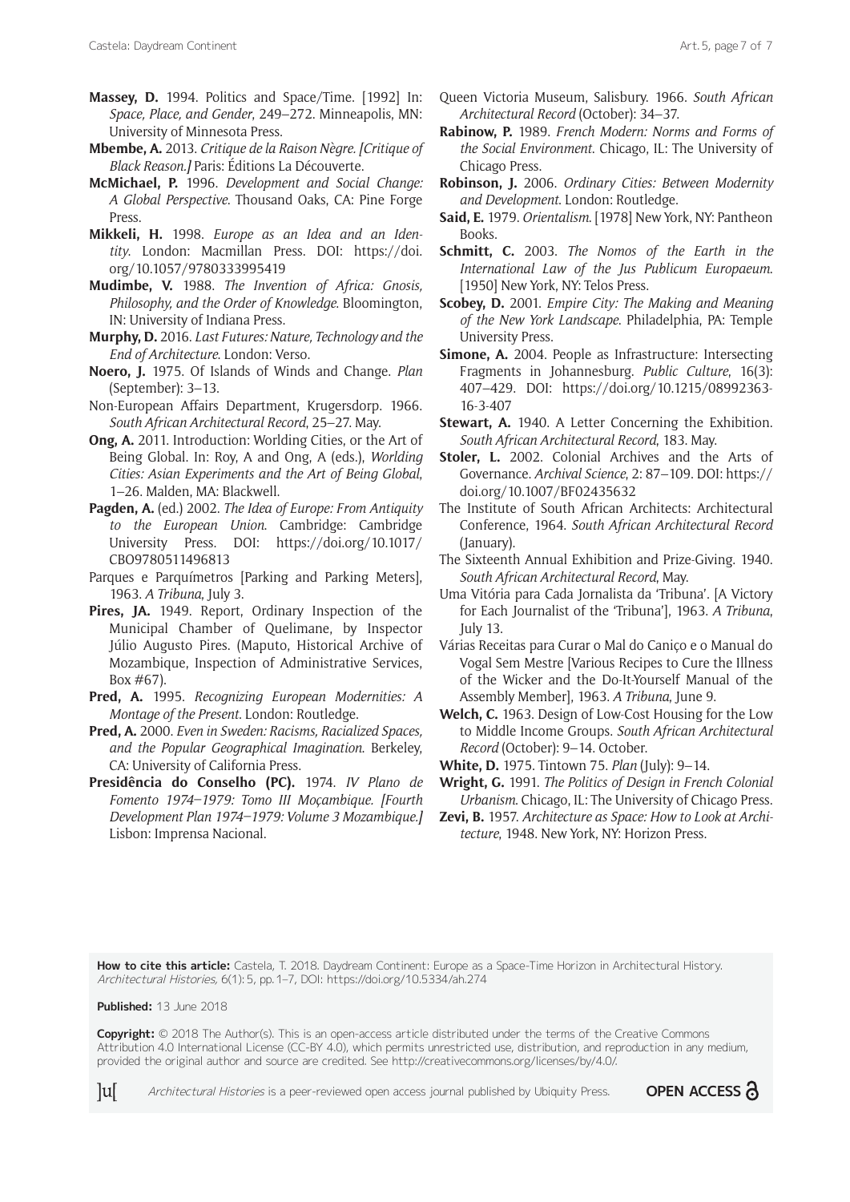**Massey, D.** 1994. Politics and Space/Time. [1992] In: *Space, Place, and Gender*, 249–272. Minneapolis, MN: University of Minnesota Press.

**Mbembe, A.** 2013. *Critique de la Raison Nègre. [Critique of Black Reason.]* Paris: Éditions La Découverte.

**McMichael, P.** 1996. *Development and Social Change: A Global Perspective*. Thousand Oaks, CA: Pine Forge Press.

**Mikkeli, H.** 1998. *Europe as an Idea and an Identity*. London: Macmillan Press. DOI: https://doi.org/10.1057/9780333995419

**Mudimbe, V.** 1988. *The Invention of Africa: Gnosis, Philosophy, and the Order of Knowledge*. Bloomington, IN: University of Indiana Press.

**Murphy, D.** 2016. *Last Futures: Nature, Technology and the End of Architecture*. London: Verso.

**Noero, J.** 1975. Of Islands of Winds and Change. *Plan* (September): 3–13.

Non-European Affairs Department, Krugersdorp. 1966. *South African Architectural Record*, 25–27. May.

**Ong, A.** 2011. Introduction: Worlding Cities, or the Art of Being Global. In: Roy, A and Ong, A (eds.), *Worlding Cities: Asian Experiments and the Art of Being Global*, 1–26. Malden, MA: Blackwell.

**Pagden, A.** (ed.) 2002. *The Idea of Europe: From Antiquity to the European Union*. Cambridge: Cambridge University Press. DOI: https://doi.org/10.1017/CBO9780511496813

Parques e Parquímetros [Parking and Parking Meters], 1963. *A Tribuna*, July 3.

**Pires, JA.** 1949. Report, Ordinary Inspection of the Municipal Chamber of Quelimane, by Inspector Júlio Augusto Pires. (Maputo, Historical Archive of Mozambique, Inspection of Administrative Services, Box #67).

**Pred, A.** 1995. *Recognizing European Modernities: A Montage of the Present*. London: Routledge.

**Pred, A.** 2000. *Even in Sweden: Racisms, Racialized Spaces, and the Popular Geographical Imagination*. Berkeley, CA: University of California Press.

**Presidência do Conselho (PC).** 1974. *IV Plano de Fomento 1974–1979: Tomo III Moçambique. [Fourth Development Plan 1974–1979: Volume 3 Mozambique.]* Lisbon: Imprensa Nacional.

Queen Victoria Museum, Salisbury. 1966. *South African Architectural Record* (October): 34–37.

**Rabinow, P.** 1989. *French Modern: Norms and Forms of the Social Environment*. Chicago, IL: The University of Chicago Press.

**Robinson, J.** 2006. *Ordinary Cities: Between Modernity and Development*. London: Routledge.

**Said, E.** 1979. *Orientalism*. [1978] New York, NY: Pantheon Books.

**Schmitt, C.** 2003. *The Nomos of the Earth in the International Law of the Jus Publicum Europaeum*. [1950] New York, NY: Telos Press.

**Scobey, D.** 2001. *Empire City: The Making and Meaning of the New York Landscape*. Philadelphia, PA: Temple University Press.

**Simone, A.** 2004. People as Infrastructure: Intersecting Fragments in Johannesburg. *Public Culture*, 16(3): 407–429. DOI: https://doi.org/10.1215/08992363-16-3-407

**Stewart, A.** 1940. A Letter Concerning the Exhibition. *South African Architectural Record*, 183. May.

**Stoler, L.** 2002. Colonial Archives and the Arts of Governance. *Archival Science*, 2: 87–109. DOI: https://doi.org/10.1007/BF02435632

The Institute of South African Architects: Architectural Conference, 1964. *South African Architectural Record* (January).

The Sixteenth Annual Exhibition and Prize-Giving. 1940. *South African Architectural Record*, May.

Uma Vitória para Cada Jornalista da 'Tribuna'. [A Victory for Each Journalist of the 'Tribuna'], 1963. *A Tribuna*, July 13.

Várias Receitas para Curar o Mal do Caniço e o Manual do Vogal Sem Mestre [Various Recipes to Cure the Illness of the Wicker and the Do-It-Yourself Manual of the Assembly Member], 1963. *A Tribuna*, June 9.

**Welch, C.** 1963. Design of Low-Cost Housing for the Low to Middle Income Groups. *South African Architectural Record* (October): 9–14. October.

**White, D.** 1975. Tintown 75. *Plan* (July): 9–14.

**Wright, G.** 1991. *The Politics of Design in French Colonial Urbanism*. Chicago, IL: The University of Chicago Press.

**Zevi, B.** 1957. *Architecture as Space: How to Look at Architecture*, 1948. New York, NY: Horizon Press.

**How to cite this article:** Castela, T. 2018. Daydream Continent: Europe as a Space-Time Horizon in Architectural History. *Architectural Histories*, 6(1): 5, pp. 1–7, DOI: https://doi.org/10.5334/ah.274

**Published:** 13 June 2018

**Copyright:** © 2018 The Author(s). This is an open-access article distributed under the terms of the Creative Commons Attribution 4.0 International License (CC-BY 4.0), which permits unrestricted use, distribution, and reproduction in any medium, provided the original author and source are credited. See http://creativecommons.org/licenses/by/4.0/.

]u[ *Architectural Histories* is a peer-reviewed open access journal published by Ubiquity Press. **OPEN ACCESS**